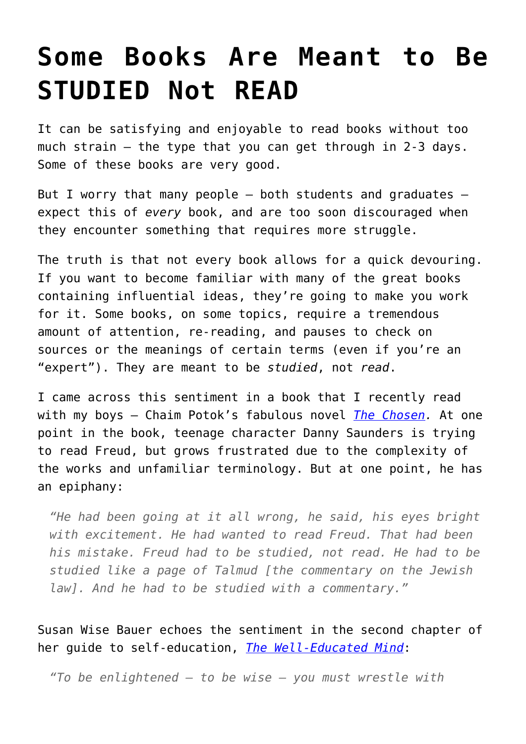# Some Books Are Meant to Be STUDIED Not READ

It can be satisfying and enjoyable to read books without too much strain – the type that you can get through in 2-3 days. Some of these books are very good.

But I worry that many people – both students and graduates – expect this of *every* book, and are too soon discouraged when they encounter something that requires more struggle.

The truth is that not every book allows for a quick devouring. If you want to become familiar with many of the great books containing influential ideas, they're going to make you work for it. Some books, on some topics, require a tremendous amount of attention, re-reading, and pauses to check on sources or the meanings of certain terms (even if you're an "expert"). They are meant to be *studied*, not *read*.

I came across this sentiment in a book that I recently read with my boys – Chaim Potok's fabulous novel *The Chosen.* At one point in the book, teenage character Danny Saunders is trying to read Freud, but grows frustrated due to the complexity of the works and unfamiliar terminology. But at one point, he has an epiphany:

> *"He had been going at it all wrong, he said, his eyes bright with excitement. He had wanted to read Freud. That had been his mistake. Freud had to be studied, not read. He had to be studied like a page of Talmud [the commentary on the Jewish law]. And he had to be studied with a commentary."*

Susan Wise Bauer echoes the sentiment in the second chapter of her guide to self-education, *The Well-Educated Mind*:

> *"To be enlightened – to be wise – you must wrestle with*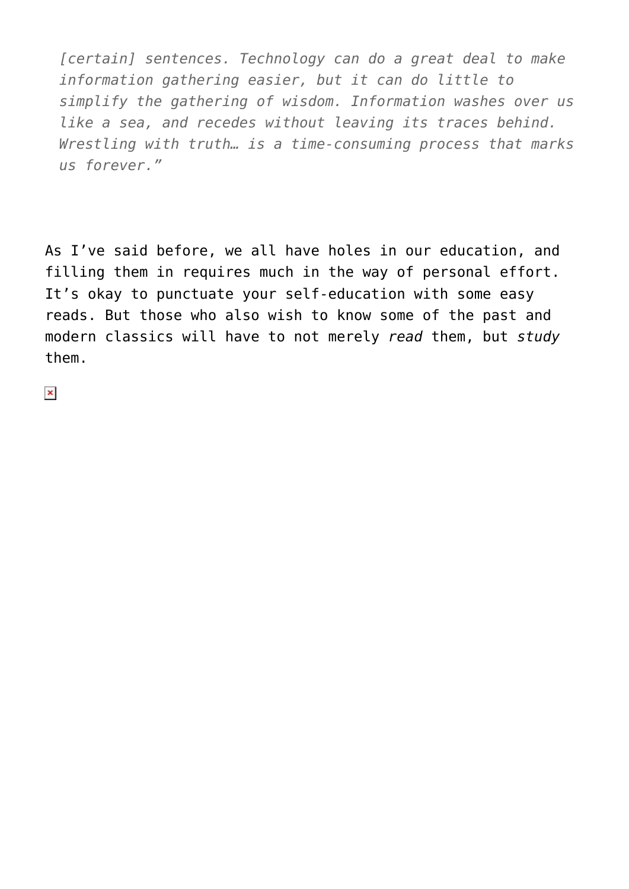> *[certain] sentences. Technology can do a great deal to make information gathering easier, but it can do little to simplify the gathering of wisdom. Information washes over us like a sea, and recedes without leaving its traces behind. Wrestling with truth… is a time-consuming process that marks us forever.”*

As I’ve said before, we all have holes in our education, and filling them in requires much in the way of personal effort. It’s okay to punctuate your self-education with some easy reads. But those who also wish to know some of the past and modern classics will have to not merely *read* them, but *study* them.